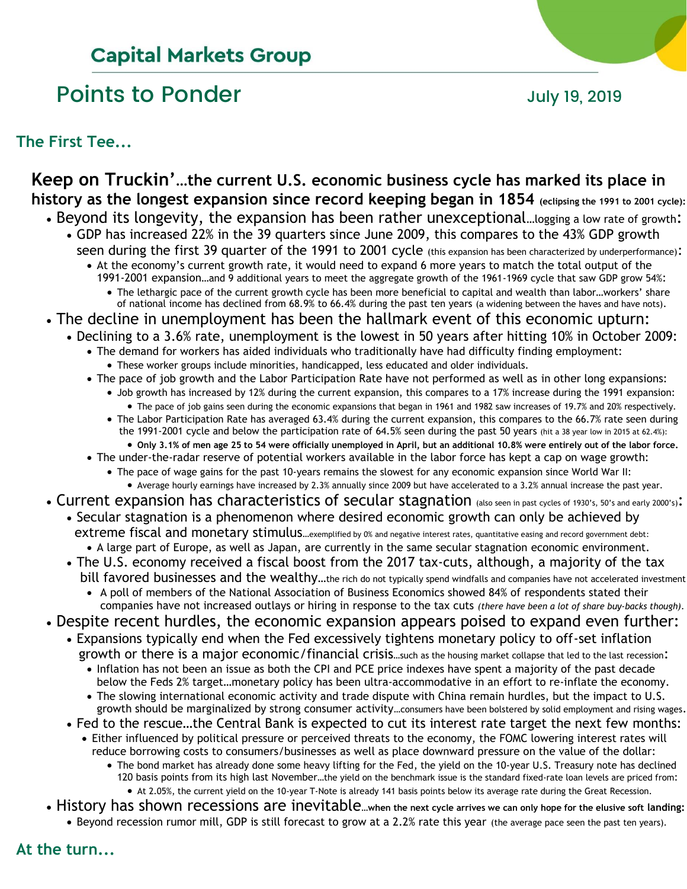## Capital Markets Group

# Points to Ponder

July 19, 2019

### The First Tee...

**Keep on Truckin'…the current U.S. economic business cycle has marked its place in history as the longest expansion since record keeping began in 1854 (eclipsing the 1991 to 2001 cycle):**

- Beyond its longevity, the expansion has been rather unexceptional…logging a low rate of growth:
  - GDP has increased 22% in the 39 quarters since June 2009, this compares to the 43% GDP growth seen during the first 39 quarter of the 1991 to 2001 cycle (this expansion has been characterized by underperformance):
    - At the economy's current growth rate, it would need to expand 6 more years to match the total output of the 1991-2001 expansion…and 9 additional years to meet the aggregate growth of the 1961-1969 cycle that saw GDP grow 54%:
      - The lethargic pace of the current growth cycle has been more beneficial to capital and wealth than labor…workers' share of national income has declined from 68.9% to 66.4% during the past ten years (a widening between the haves and have nots).
- The decline in unemployment has been the hallmark event of this economic upturn:
  - Declining to a 3.6% rate, unemployment is the lowest in 50 years after hitting 10% in October 2009:
    - The demand for workers has aided individuals who traditionally have had difficulty finding employment:
      - These worker groups include minorities, handicapped, less educated and older individuals.
    - The pace of job growth and the Labor Participation Rate have not performed as well as in other long expansions:
      - Job growth has increased by 12% during the current expansion, this compares to a 17% increase during the 1991 expansion:
        - The pace of job gains seen during the economic expansions that began in 1961 and 1982 saw increases of 19.7% and 20% respectively.
      - The Labor Participation Rate has averaged 63.4% during the current expansion, this compares to the 66.7% rate seen during the 1991-2001 cycle and below the participation rate of 64.5% seen during the past 50 years (hit a 38 year low in 2015 at 62.4%):
        - **Only 3.1% of men age 25 to 54 were officially unemployed in April, but an additional 10.8% were entirely out of the labor force.**
    - The under-the-radar reserve of potential workers available in the labor force has kept a cap on wage growth:
      - The pace of wage gains for the past 10-years remains the slowest for any economic expansion since World War II:
        - Average hourly earnings have increased by 2.3% annually since 2009 but have accelerated to a 3.2% annual increase the past year.
- Current expansion has characteristics of secular stagnation (also seen in past cycles of 1930's, 50's and early 2000's):
  - Secular stagnation is a phenomenon where desired economic growth can only be achieved by extreme fiscal and monetary stimulus…exemplified by 0% and negative interest rates, quantitative easing and record government debt:
    - A large part of Europe, as well as Japan, are currently in the same secular stagnation economic environment.
  - The U.S. economy received a fiscal boost from the 2017 tax-cuts, although, a majority of the tax bill favored businesses and the wealthy…the rich do not typically spend windfalls and companies have not accelerated investment
    - A poll of members of the National Association of Business Economics showed 84% of respondents stated their companies have not increased outlays or hiring in response to the tax cuts *(there have been a lot of share buy-backs though)*.
- Despite recent hurdles, the economic expansion appears poised to expand even further:
  - Expansions typically end when the Fed excessively tightens monetary policy to off-set inflation growth or there is a major economic/financial crisis…such as the housing market collapse that led to the last recession:
    - Inflation has not been an issue as both the CPI and PCE price indexes have spent a majority of the past decade below the Feds 2% target…monetary policy has been ultra-accommodative in an effort to re-inflate the economy.
    - The slowing international economic activity and trade dispute with China remain hurdles, but the impact to U.S. growth should be marginalized by strong consumer activity…consumers have been bolstered by solid employment and rising wages.
  - Fed to the rescue…the Central Bank is expected to cut its interest rate target the next few months:
    - Either influenced by political pressure or perceived threats to the economy, the FOMC lowering interest rates will reduce borrowing costs to consumers/businesses as well as place downward pressure on the value of the dollar:
      - The bond market has already done some heavy lifting for the Fed, the yield on the 10-year U.S. Treasury note has declined 120 basis points from its high last November…the yield on the benchmark issue is the standard fixed-rate loan levels are priced from:
        - At 2.05%, the current yield on the 10-year T-Note is already 141 basis points below its average rate during the Great Recession.
- History has shown recessions are inevitable…**when the next cycle arrives we can only hope for the elusive soft landing:**
  - Beyond recession rumor mill, GDP is still forecast to grow at a 2.2% rate this year (the average pace seen the past ten years).

### At the turn...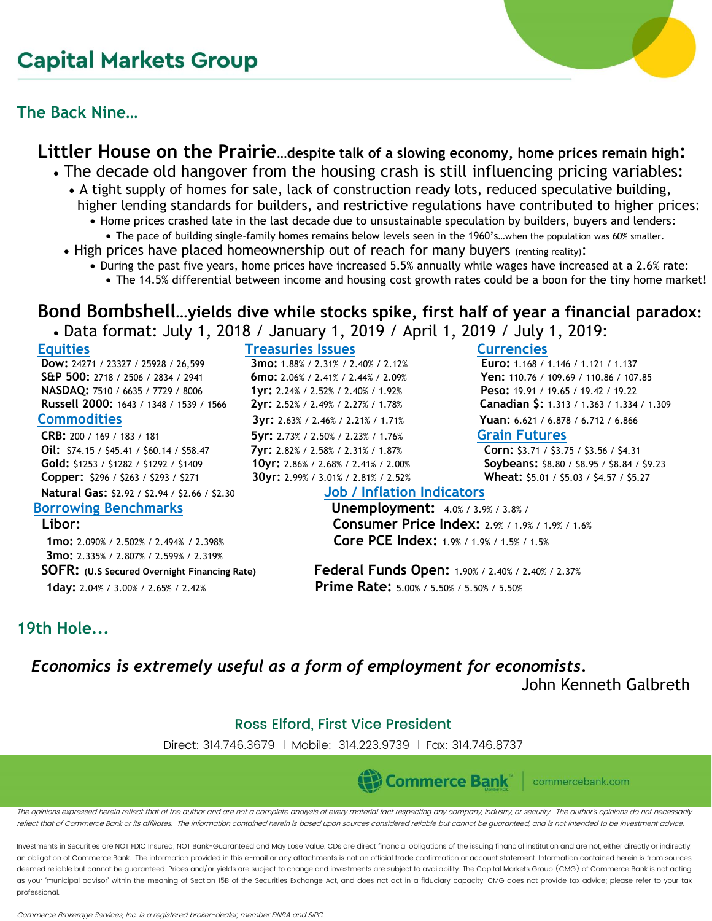# Capital Markets Group

## The Back Nine…

### Littler House on the Prairie…despite talk of a slowing economy, home prices remain high:

- The decade old hangover from the housing crash is still influencing pricing variables:
  - A tight supply of homes for sale, lack of construction ready lots, reduced speculative building, higher lending standards for builders, and restrictive regulations have contributed to higher prices:
    - Home prices crashed late in the last decade due to unsustainable speculation by builders, buyers and lenders:
      - The pace of building single-family homes remains below levels seen in the 1960's…when the population was 60% smaller.
  - High prices have placed homeownership out of reach for many buyers (renting reality):
    - During the past five years, home prices have increased 5.5% annually while wages have increased at a 2.6% rate:
      - The 14.5% differential between income and housing cost growth rates could be a boon for the tiny home market!

### Bond Bombshell…yields dive while stocks spike, first half of year a financial paradox:

- Data format: July 1, 2018 / January 1, 2019 / April 1, 2019 / July 1, 2019:

**Equities**

**Dow:** 24271 / 23327 / 25928 / 26,599
**S&P 500:** 2718 / 2506 / 2834 / 2941
**NASDAQ:** 7510 / 6635 / 7729 / 8006
**Russell 2000:** 1643 / 1348 / 1539 / 1566

**Commodities**

**CRB:** 200 / 169 / 183 / 181
**Oil:** $74.15 / $45.41 / $60.14 / $58.47
**Gold:** $1253 / $1282 / $1292 / $1409
**Copper:** $296 / $263 / $293 / $271
**Natural Gas:** $2.92 / $2.94 / $2.66 / $2.30

**Borrowing Benchmarks**

**Libor:**
**1mo:** 2.090% / 2.502% / 2.494% / 2.398%
**3mo:** 2.335% / 2.807% / 2.599% / 2.319%
**SOFR: (U.S Secured Overnight Financing Rate)**
**1day:** 2.04% / 3.00% / 2.65% / 2.42%

**Treasuries Issues**

**3mo:** 1.88% / 2.31% / 2.40% / 2.12%
**6mo:** 2.06% / 2.41% / 2.44% / 2.09%
**1yr:** 2.24% / 2.52% / 2.40% / 1.92%
**2yr:** 2.52% / 2.49% / 2.27% / 1.78%
**3yr:** 2.63% / 2.46% / 2.21% / 1.71%
**5yr:** 2.73% / 2.50% / 2.23% / 1.76%
**7yr:** 2.82% / 2.58% / 2.31% / 1.87%
**10yr:** 2.86% / 2.68% / 2.41% / 2.00%
**30yr:** 2.99% / 3.01% / 2.81% / 2.52%

**Currencies**

**Euro:** 1.168 / 1.146 / 1.121 / 1.137
**Yen:** 110.76 / 109.69 / 110.86 / 107.85
**Peso:** 19.91 / 19.65 / 19.42 / 19.22
**Canadian $:** 1.313 / 1.363 / 1.334 / 1.309
**Yuan:** 6.621 / 6.878 / 6.712 / 6.866

**Grain Futures**

**Corn:** $3.71 / $3.75 / $3.56 / $4.31
**Soybeans:** $8.80 / $8.95 / $8.84 / $9.23
**Wheat:** $5.01 / $5.03 / $4.57 / $5.27

**Job / Inflation Indicators**

**Unemployment:** 4.0% / 3.9% / 3.8% /
**Consumer Price Index:** 2.9% / 1.9% / 1.9% / 1.6%
**Core PCE Index:** 1.9% / 1.9% / 1.5% / 1.5%

**Federal Funds Open:** 1.90% / 2.40% / 2.40% / 2.37%
**Prime Rate:** 5.00% / 5.50% / 5.50% / 5.50%

## 19th Hole...

*Economics is extremely useful as a form of employment for economists.*

John Kenneth Galbreth

Ross Elford, First Vice President

Direct: 314.746.3679 | Mobile: 314.223.9739 | Fax: 314.746.8737

Commerce Bank | commercebank.com

*The opinions expressed herein reflect that of the author and are not a complete analysis of every material fact respecting any company, industry, or security. The author's opinions do not necessarily reflect that of Commerce Bank or its affiliates. The information contained herein is based upon sources considered reliable but cannot be guaranteed, and is not intended to be investment advice.*

Investments in Securities are NOT FDIC Insured; NOT Bank-Guaranteed and May Lose Value. CDs are direct financial obligations of the issuing financial institution and are not, either directly or indirectly, an obligation of Commerce Bank. The information provided in this e-mail or any attachments is not an official trade confirmation or account statement. Information contained herein is from sources deemed reliable but cannot be guaranteed. Prices and/or yields are subject to change and investments are subject to availability. The Capital Markets Group (CMG) of Commerce Bank is not acting as your 'municipal advisor' within the meaning of Section 15B of the Securities Exchange Act, and does not act in a fiduciary capacity. CMG does not provide tax advice; please refer to your tax professional.

*Commerce Brokerage Services, Inc. is a registered broker-dealer, member FINRA and SIPC*